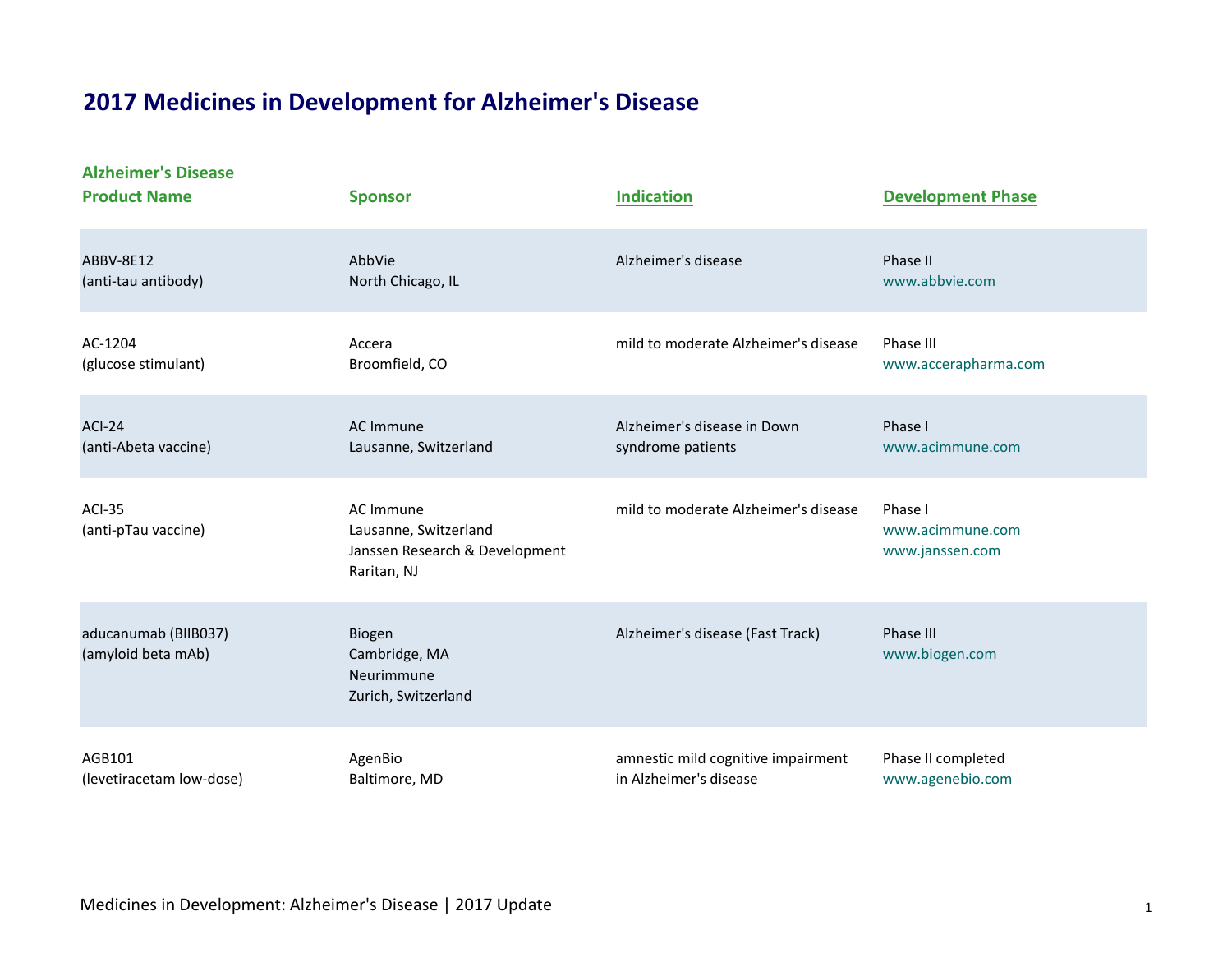# 2017 Medicines in Development for Alzheimer's Disease

## Alzheimer's Disease

| Product Name | Sponsor | Indication | Development Phase |
|---|---|---|---|
| ABBV-8E12 (anti-tau antibody) | AbbVie North Chicago, IL | Alzheimer's disease | Phase II www.abbvie.com |
| AC-1204 (glucose stimulant) | Accera Broomfield, CO | mild to moderate Alzheimer's disease | Phase III www.accerapharma.com |
| ACI-24 (anti-Abeta vaccine) | AC Immune Lausanne, Switzerland | Alzheimer's disease in Down syndrome patients | Phase I www.acimmune.com |
| ACI-35 (anti-pTau vaccine) | AC Immune Lausanne, Switzerland Janssen Research & Development Raritan, NJ | mild to moderate Alzheimer's disease | Phase I www.acimmune.com www.janssen.com |
| aducanumab (BIIB037) (amyloid beta mAb) | Biogen Cambridge, MA Neurimmune Zurich, Switzerland | Alzheimer's disease (Fast Track) | Phase III www.biogen.com |
| AGB101 (levetiracetam low-dose) | AgenBio Baltimore, MD | amnestic mild cognitive impairment in Alzheimer's disease | Phase II completed www.agenebio.com |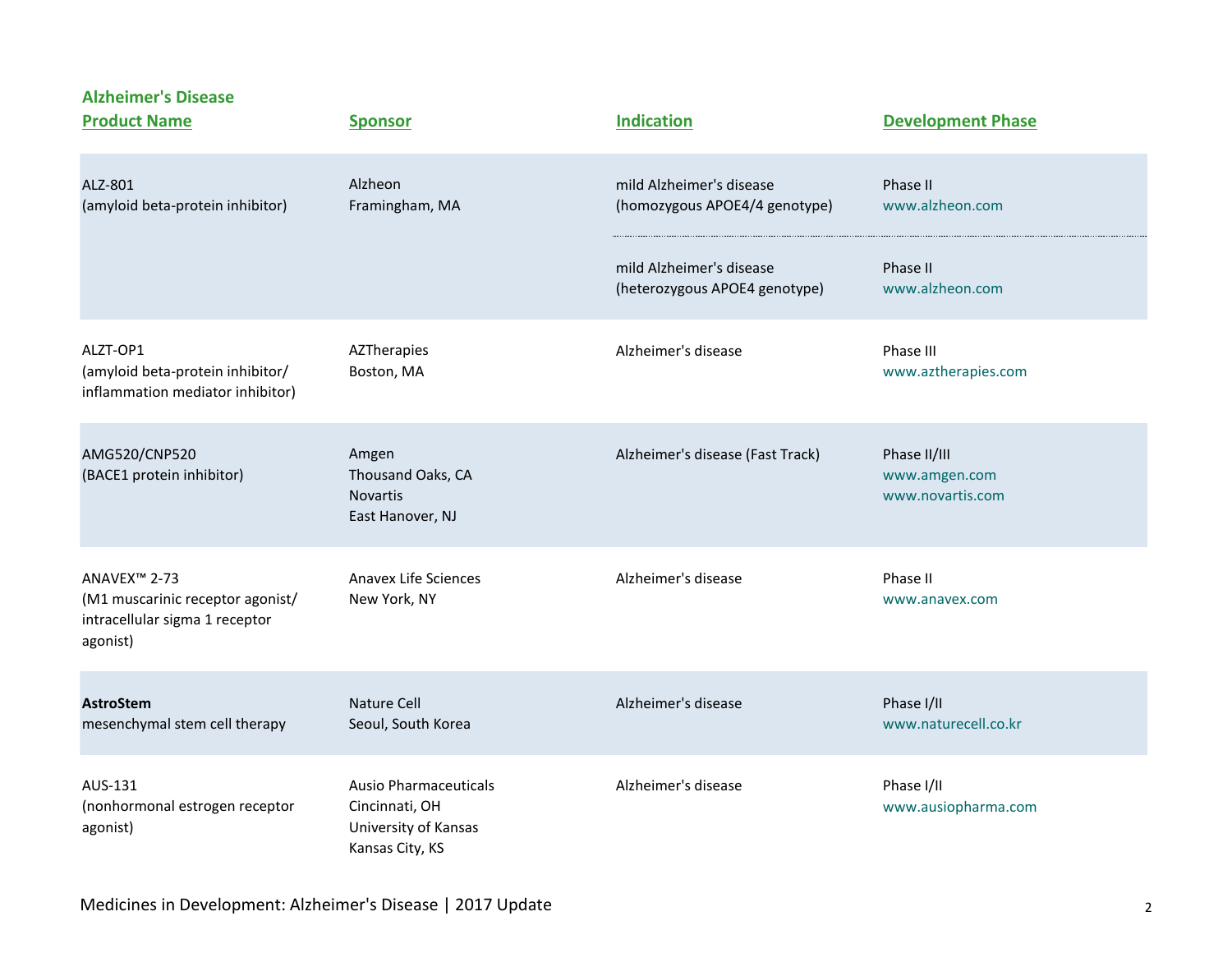## Alzheimer's Disease

| Product Name | Sponsor | Indication | Development Phase |
|---|---|---|---|
| ALZ-801<br>(amyloid beta-protein inhibitor) | Alzheon<br>Framingham, MA | mild Alzheimer's disease<br>(homozygous APOE4/4 genotype) | Phase II<br>www.alzheon.com |
| | | mild Alzheimer's disease<br>(heterozygous APOE4 genotype) | Phase II<br>www.alzheon.com |
| ALZT-OP1<br>(amyloid beta-protein inhibitor/<br>inflammation mediator inhibitor) | AZTherapies<br>Boston, MA | Alzheimer's disease | Phase III<br>www.aztherapies.com |
| AMG520/CNP520<br>(BACE1 protein inhibitor) | Amgen<br>Thousand Oaks, CA<br>Novartis<br>East Hanover, NJ | Alzheimer's disease (Fast Track) | Phase II/III<br>www.amgen.com<br>www.novartis.com |
| ANAVEX™ 2-73<br>(M1 muscarinic receptor agonist/<br>intracellular sigma 1 receptor<br>agonist) | Anavex Life Sciences<br>New York, NY | Alzheimer's disease | Phase II<br>www.anavex.com |
| **AstroStem**<br>mesenchymal stem cell therapy | Nature Cell<br>Seoul, South Korea | Alzheimer's disease | Phase I/II<br>www.naturecell.co.kr |
| AUS-131<br>(nonhormonal estrogen receptor<br>agonist) | Ausio Pharmaceuticals<br>Cincinnati, OH<br>University of Kansas<br>Kansas City, KS | Alzheimer's disease | Phase I/II<br>www.ausiopharma.com |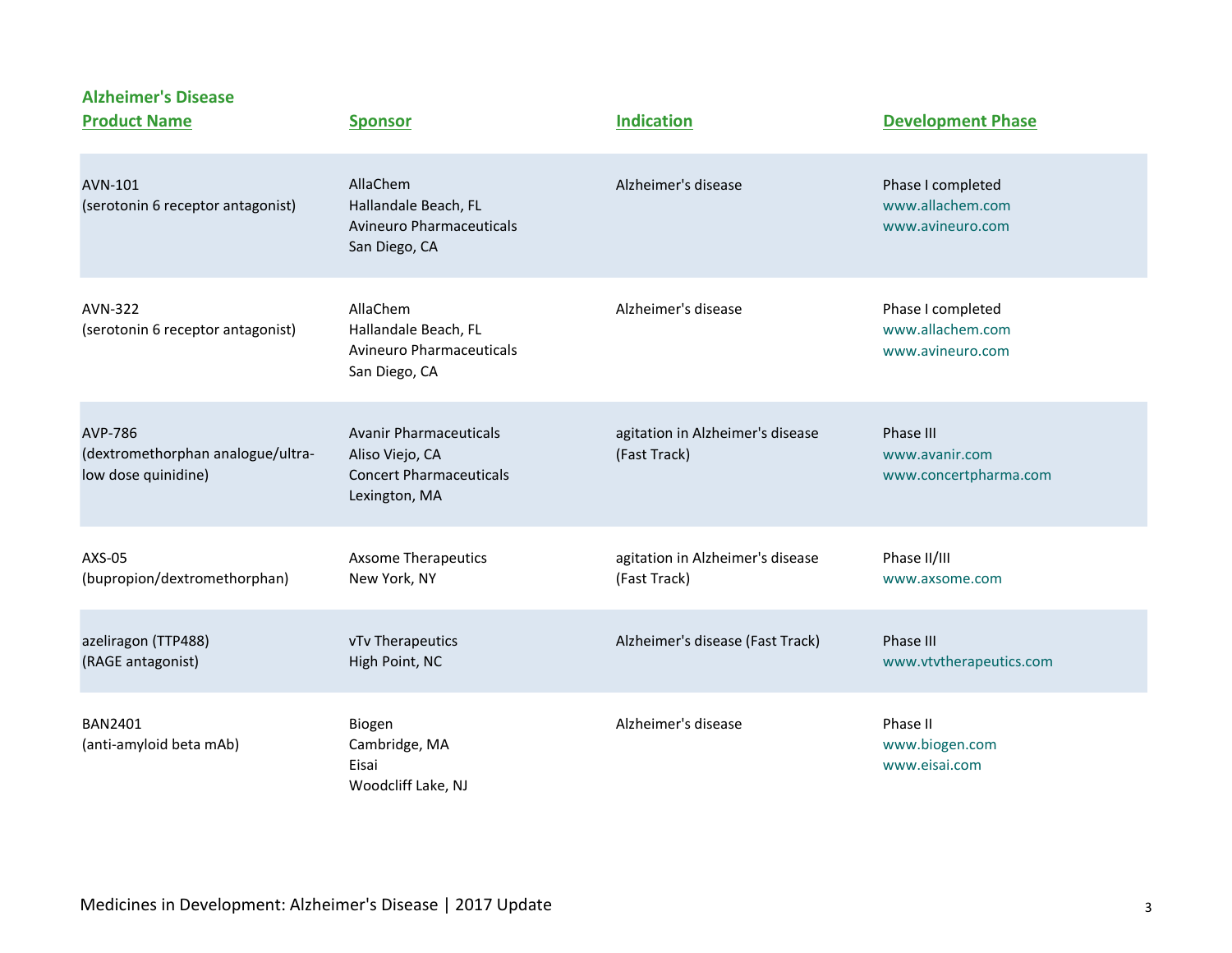## Alzheimer's Disease

| Product Name | Sponsor | Indication | Development Phase |
|---|---|---|---|
| AVN-101 (serotonin 6 receptor antagonist) | AllaChem Hallandale Beach, FL Avineuro Pharmaceuticals San Diego, CA | Alzheimer's disease | Phase I completed www.allachem.com www.avineuro.com |
| AVN-322 (serotonin 6 receptor antagonist) | AllaChem Hallandale Beach, FL Avineuro Pharmaceuticals San Diego, CA | Alzheimer's disease | Phase I completed www.allachem.com www.avineuro.com |
| AVP-786 (dextromethorphan analogue/ultra-low dose quinidine) | Avanir Pharmaceuticals Aliso Viejo, CA Concert Pharmaceuticals Lexington, MA | agitation in Alzheimer's disease (Fast Track) | Phase III www.avanir.com www.concertpharma.com |
| AXS-05 (bupropion/dextromethorphan) | Axsome Therapeutics New York, NY | agitation in Alzheimer's disease (Fast Track) | Phase II/III www.axsome.com |
| azeliragon (TTP488) (RAGE antagonist) | vTv Therapeutics High Point, NC | Alzheimer's disease (Fast Track) | Phase III www.vtvtherapeutics.com |
| BAN2401 (anti-amyloid beta mAb) | Biogen Cambridge, MA Eisai Woodcliff Lake, NJ | Alzheimer's disease | Phase II www.biogen.com www.eisai.com |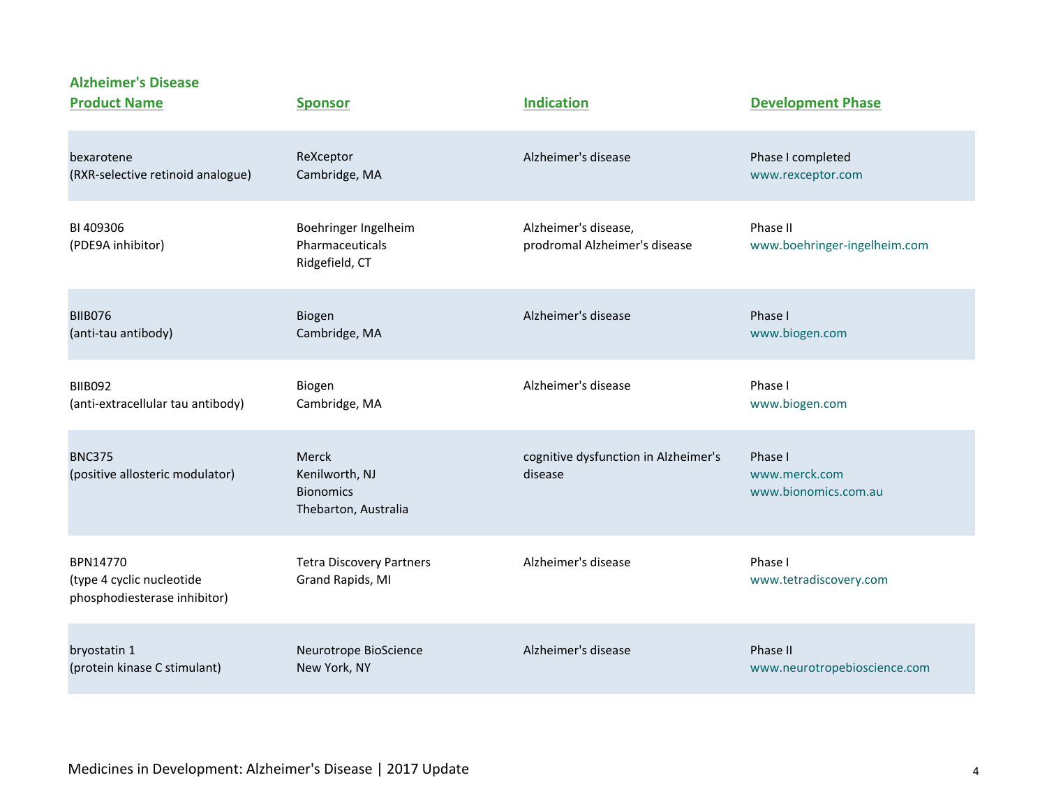## Alzheimer's Disease

| Product Name | Sponsor | Indication | Development Phase |
| --- | --- | --- | --- |
| bexarotene (RXR-selective retinoid analogue) | ReXceptor Cambridge, MA | Alzheimer's disease | Phase I completed www.rexceptor.com |
| BI 409306 (PDE9A inhibitor) | Boehringer Ingelheim Pharmaceuticals Ridgefield, CT | Alzheimer's disease, prodromal Alzheimer's disease | Phase II www.boehringer-ingelheim.com |
| BIIB076 (anti-tau antibody) | Biogen Cambridge, MA | Alzheimer's disease | Phase I www.biogen.com |
| BIIB092 (anti-extracellular tau antibody) | Biogen Cambridge, MA | Alzheimer's disease | Phase I www.biogen.com |
| BNC375 (positive allosteric modulator) | Merck Kenilworth, NJ Bionomics Thebarton, Australia | cognitive dysfunction in Alzheimer's disease | Phase I www.merck.com www.bionomics.com.au |
| BPN14770 (type 4 cyclic nucleotide phosphodiesterase inhibitor) | Tetra Discovery Partners Grand Rapids, MI | Alzheimer's disease | Phase I www.tetradiscovery.com |
| bryostatin 1 (protein kinase C stimulant) | Neurotrope BioScience New York, NY | Alzheimer's disease | Phase II www.neurotropebioscience.com |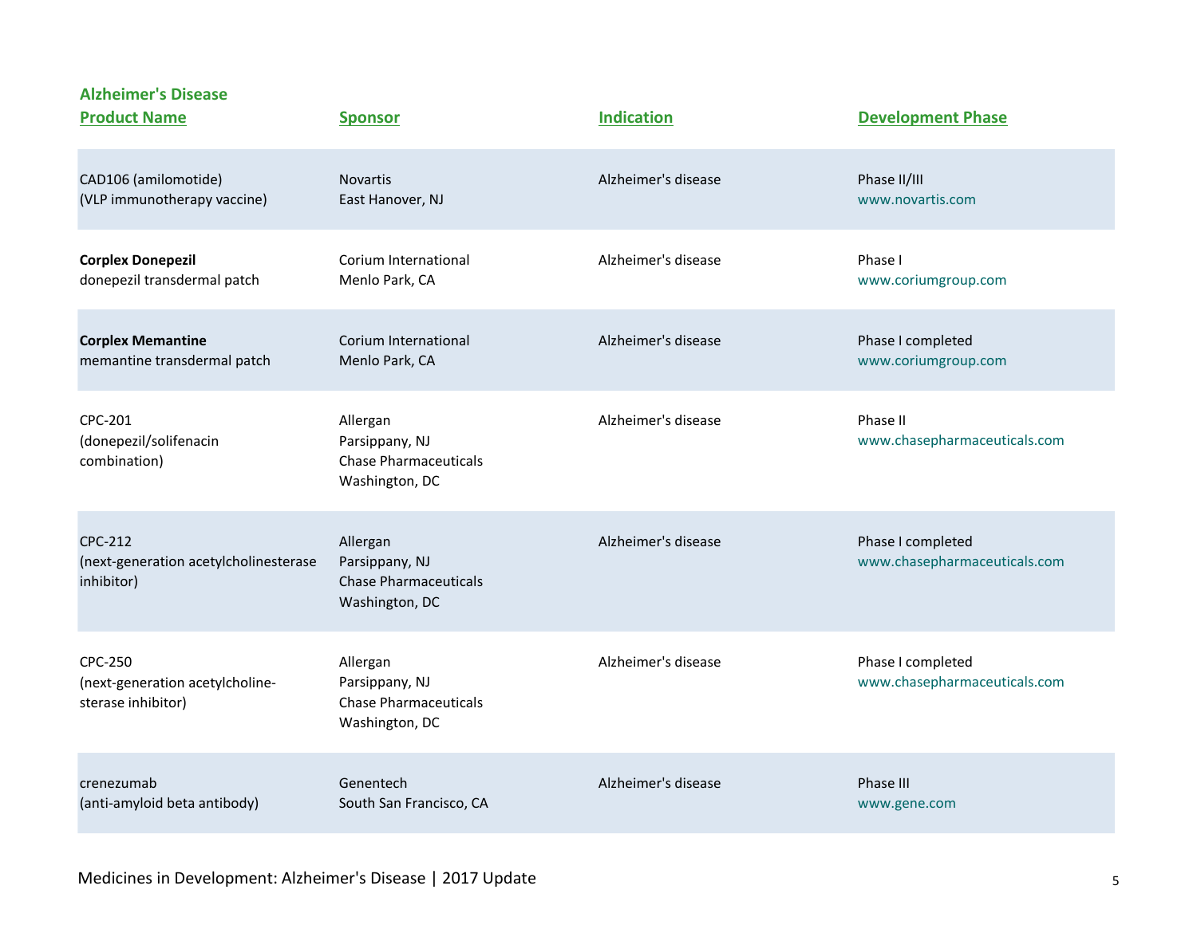## Alzheimer's Disease

| Product Name | Sponsor | Indication | Development Phase |
|---|---|---|---|
| CAD106 (amilomotide) (VLP immunotherapy vaccine) | Novartis East Hanover, NJ | Alzheimer's disease | Phase II/III www.novartis.com |
| **Corplex Donepezil** donepezil transdermal patch | Corium International Menlo Park, CA | Alzheimer's disease | Phase I www.coriumgroup.com |
| **Corplex Memantine** memantine transdermal patch | Corium International Menlo Park, CA | Alzheimer's disease | Phase I completed www.coriumgroup.com |
| CPC-201 (donepezil/solifenacin combination) | Allergan Parsippany, NJ Chase Pharmaceuticals Washington, DC | Alzheimer's disease | Phase II www.chasepharmaceuticals.com |
| CPC-212 (next-generation acetylcholinesterase inhibitor) | Allergan Parsippany, NJ Chase Pharmaceuticals Washington, DC | Alzheimer's disease | Phase I completed www.chasepharmaceuticals.com |
| CPC-250 (next-generation acetylcholine-sterase inhibitor) | Allergan Parsippany, NJ Chase Pharmaceuticals Washington, DC | Alzheimer's disease | Phase I completed www.chasepharmaceuticals.com |
| crenezumab (anti-amyloid beta antibody) | Genentech South San Francisco, CA | Alzheimer's disease | Phase III www.gene.com |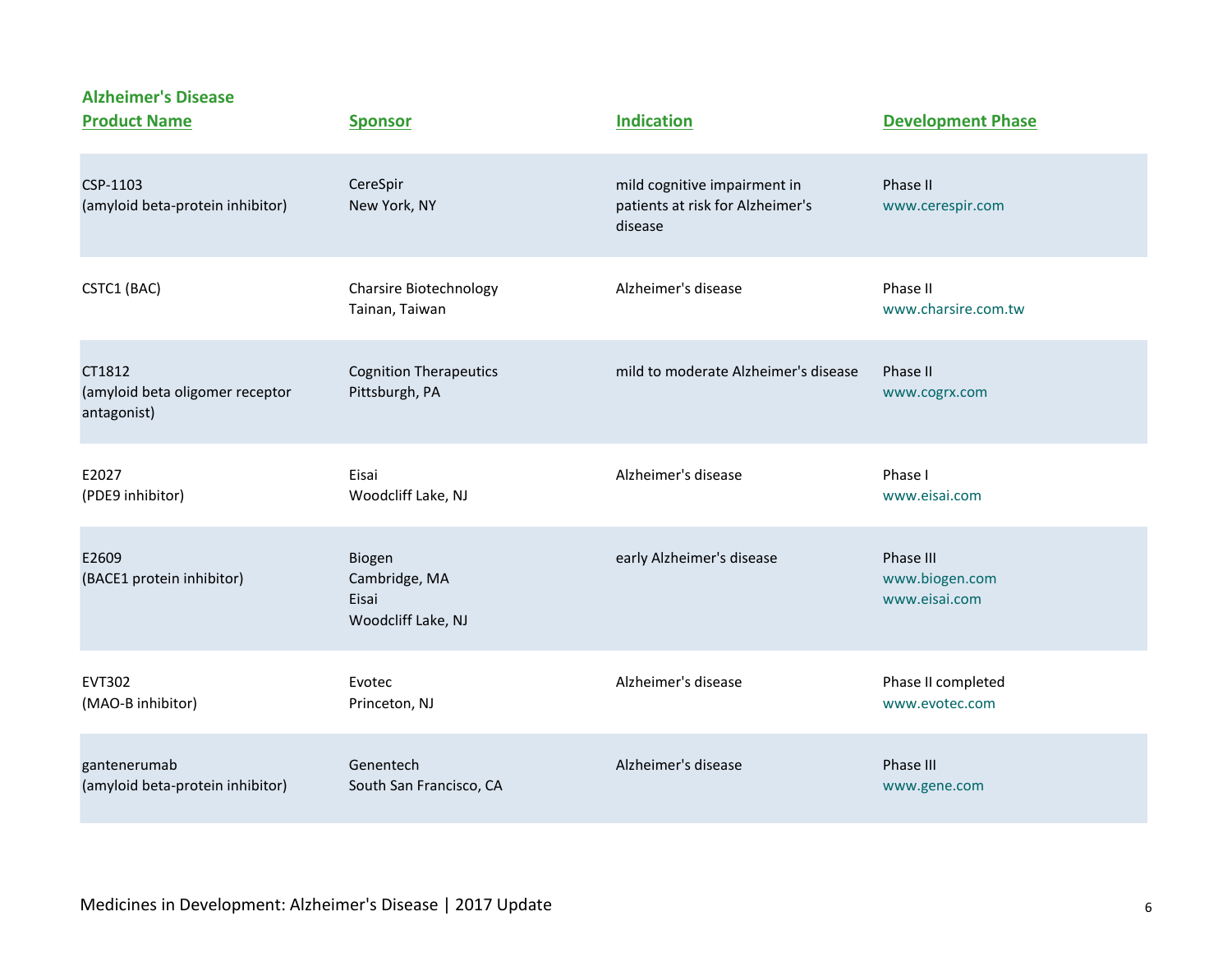**Alzheimer's Disease**

| Product Name | Sponsor | Indication | Development Phase |
|---|---|---|---|
| CSP-1103 (amyloid beta-protein inhibitor) | CereSpir New York, NY | mild cognitive impairment in patients at risk for Alzheimer's disease | Phase II www.cerespir.com |
| CSTC1 (BAC) | Charsire Biotechnology Tainan, Taiwan | Alzheimer's disease | Phase II www.charsire.com.tw |
| CT1812 (amyloid beta oligomer receptor antagonist) | Cognition Therapeutics Pittsburgh, PA | mild to moderate Alzheimer's disease | Phase II www.cogrx.com |
| E2027 (PDE9 inhibitor) | Eisai Woodcliff Lake, NJ | Alzheimer's disease | Phase I www.eisai.com |
| E2609 (BACE1 protein inhibitor) | Biogen Cambridge, MA Eisai Woodcliff Lake, NJ | early Alzheimer's disease | Phase III www.biogen.com www.eisai.com |
| EVT302 (MAO-B inhibitor) | Evotec Princeton, NJ | Alzheimer's disease | Phase II completed www.evotec.com |
| gantenerumab (amyloid beta-protein inhibitor) | Genentech South San Francisco, CA | Alzheimer's disease | Phase III www.gene.com |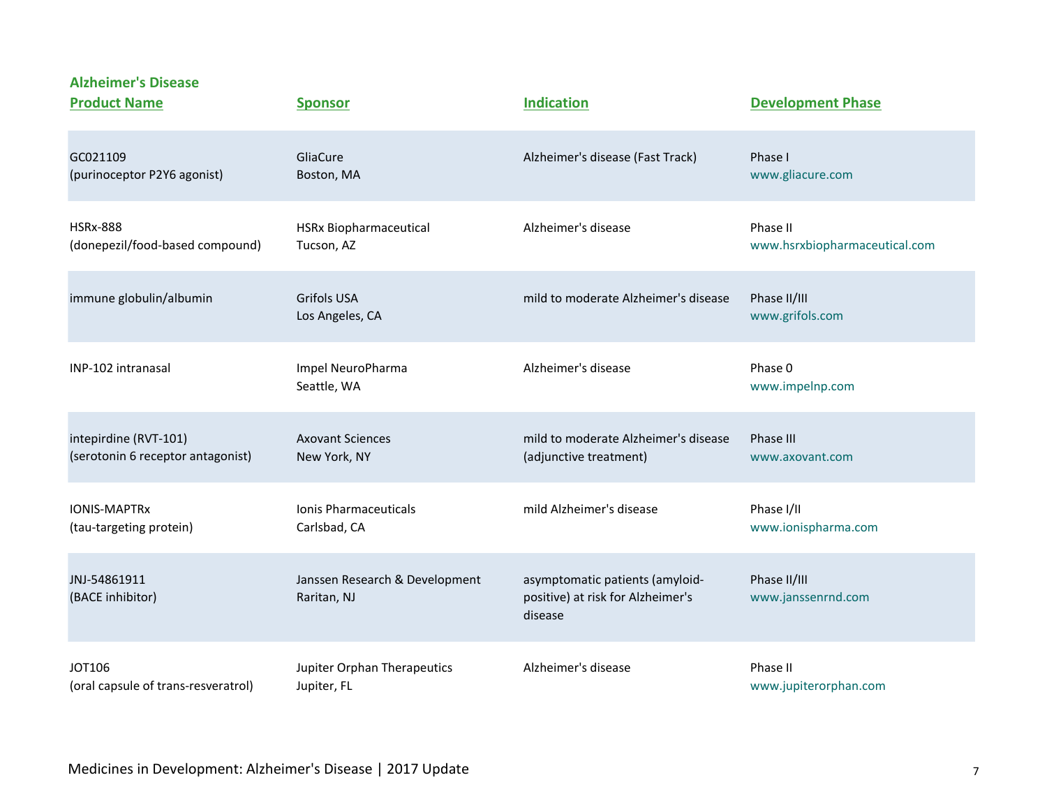## Alzheimer's Disease

| Product Name | Sponsor | Indication | Development Phase |
| --- | --- | --- | --- |
| GC021109<br>(purinoceptor P2Y6 agonist) | GliaCure<br>Boston, MA | Alzheimer's disease (Fast Track) | Phase I<br>www.gliacure.com |
| HSRx-888<br>(donepezil/food-based compound) | HSRx Biopharmaceutical<br>Tucson, AZ | Alzheimer's disease | Phase II<br>www.hsrxbiopharmaceutical.com |
| immune globulin/albumin | Grifols USA<br>Los Angeles, CA | mild to moderate Alzheimer's disease | Phase II/III<br>www.grifols.com |
| INP-102 intranasal | Impel NeuroPharma<br>Seattle, WA | Alzheimer's disease | Phase 0<br>www.impelnp.com |
| intepirdine (RVT-101)<br>(serotonin 6 receptor antagonist) | Axovant Sciences<br>New York, NY | mild to moderate Alzheimer's disease<br>(adjunctive treatment) | Phase III<br>www.axovant.com |
| IONIS-MAPTRx<br>(tau-targeting protein) | Ionis Pharmaceuticals<br>Carlsbad, CA | mild Alzheimer's disease | Phase I/II<br>www.ionispharma.com |
| JNJ-54861911<br>(BACE inhibitor) | Janssen Research & Development<br>Raritan, NJ | asymptomatic patients (amyloid-positive) at risk for Alzheimer's disease | Phase II/III<br>www.janssenrnd.com |
| JOT106<br>(oral capsule of trans-resveratrol) | Jupiter Orphan Therapeutics<br>Jupiter, FL | Alzheimer's disease | Phase II<br>www.jupiterorphan.com |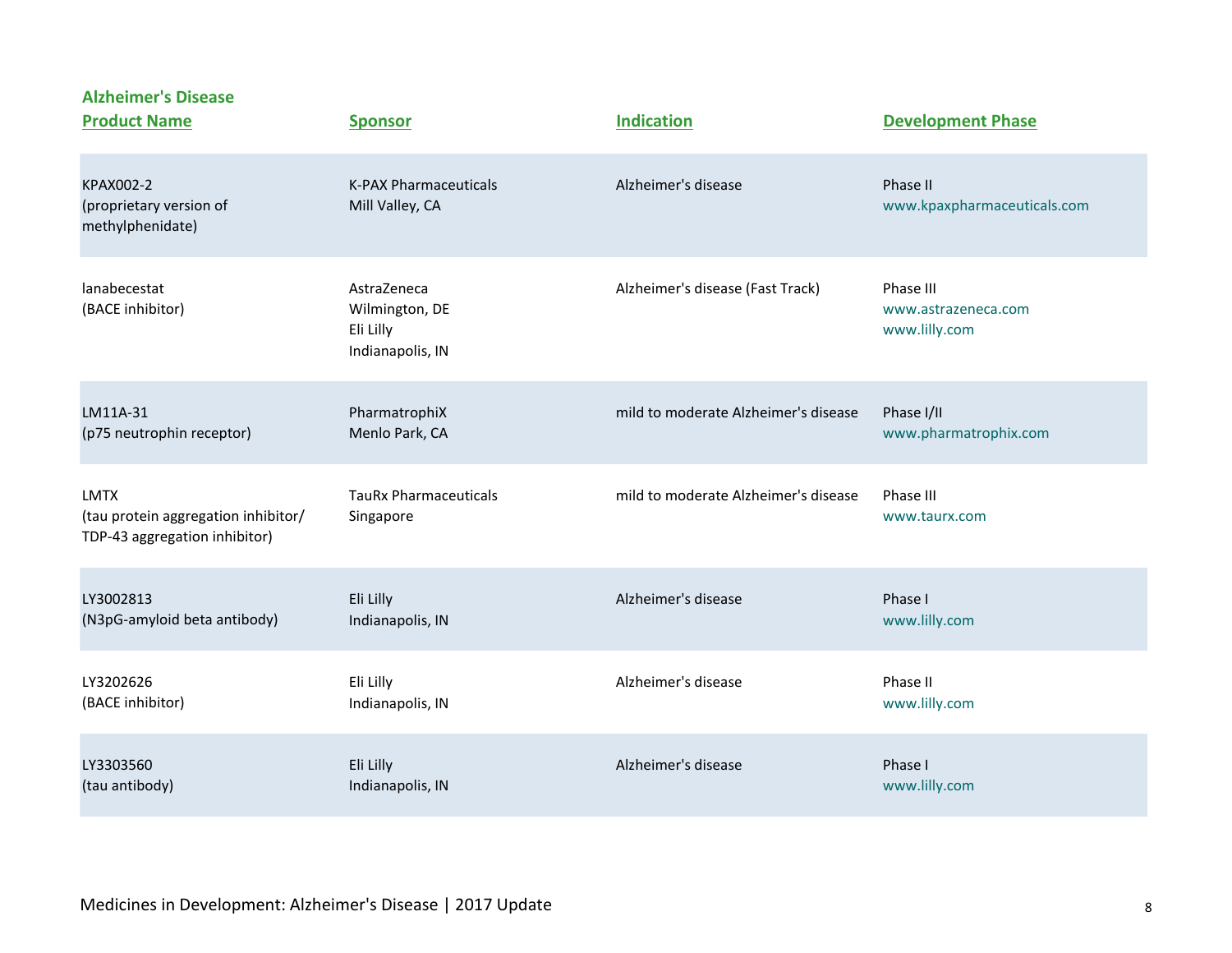**Alzheimer's Disease**

| Product Name | Sponsor | Indication | Development Phase |
|---|---|---|---|
| KPAX002-2 (proprietary version of methylphenidate) | K-PAX Pharmaceuticals Mill Valley, CA | Alzheimer's disease | Phase II www.kpaxpharmaceuticals.com |
| lanabecestat (BACE inhibitor) | AstraZeneca Wilmington, DE Eli Lilly Indianapolis, IN | Alzheimer's disease (Fast Track) | Phase III www.astrazeneca.com www.lilly.com |
| LM11A-31 (p75 neutrophin receptor) | PharmatrophiX Menlo Park, CA | mild to moderate Alzheimer's disease | Phase I/II www.pharmatrophix.com |
| LMTX (tau protein aggregation inhibitor/ TDP-43 aggregation inhibitor) | TauRx Pharmaceuticals Singapore | mild to moderate Alzheimer's disease | Phase III www.taurx.com |
| LY3002813 (N3pG-amyloid beta antibody) | Eli Lilly Indianapolis, IN | Alzheimer's disease | Phase I www.lilly.com |
| LY3202626 (BACE inhibitor) | Eli Lilly Indianapolis, IN | Alzheimer's disease | Phase II www.lilly.com |
| LY3303560 (tau antibody) | Eli Lilly Indianapolis, IN | Alzheimer's disease | Phase I www.lilly.com |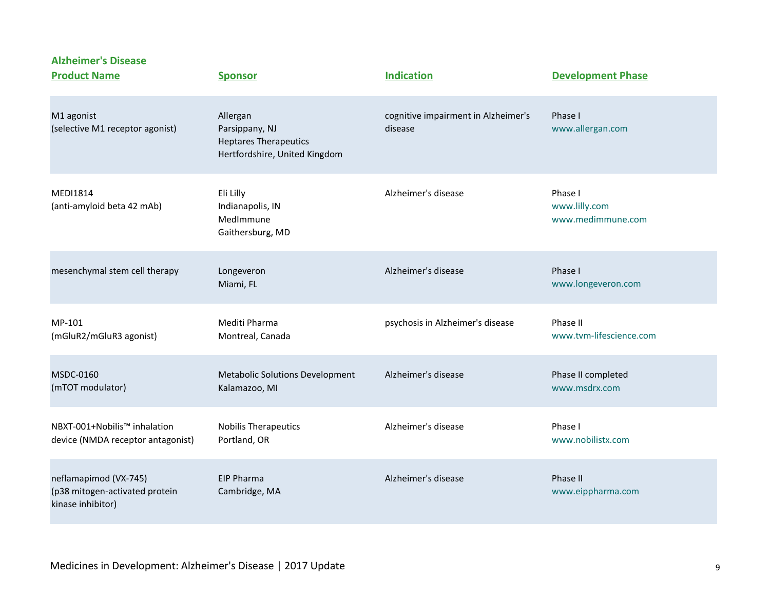## Alzheimer's Disease

| Product Name | Sponsor | Indication | Development Phase |
|---|---|---|---|
| M1 agonist<br>(selective M1 receptor agonist) | Allergan<br>Parsippany, NJ<br>Heptares Therapeutics<br>Hertfordshire, United Kingdom | cognitive impairment in Alzheimer's disease | Phase I<br>www.allergan.com |
| MEDI1814<br>(anti-amyloid beta 42 mAb) | Eli Lilly<br>Indianapolis, IN<br>MedImmune<br>Gaithersburg, MD | Alzheimer's disease | Phase I<br>www.lilly.com<br>www.medimmune.com |
| mesenchymal stem cell therapy | Longeveron<br>Miami, FL | Alzheimer's disease | Phase I<br>www.longeveron.com |
| MP-101<br>(mGluR2/mGluR3 agonist) | Mediti Pharma<br>Montreal, Canada | psychosis in Alzheimer's disease | Phase II<br>www.tvm-lifescience.com |
| MSDC-0160<br>(mTOT modulator) | Metabolic Solutions Development<br>Kalamazoo, MI | Alzheimer's disease | Phase II completed<br>www.msdrx.com |
| NBXT-001+Nobilis™ inhalation device (NMDA receptor antagonist) | Nobilis Therapeutics<br>Portland, OR | Alzheimer's disease | Phase I<br>www.nobilistx.com |
| neflamapimod (VX-745)<br>(p38 mitogen-activated protein kinase inhibitor) | EIP Pharma<br>Cambridge, MA | Alzheimer's disease | Phase II<br>www.eippharma.com |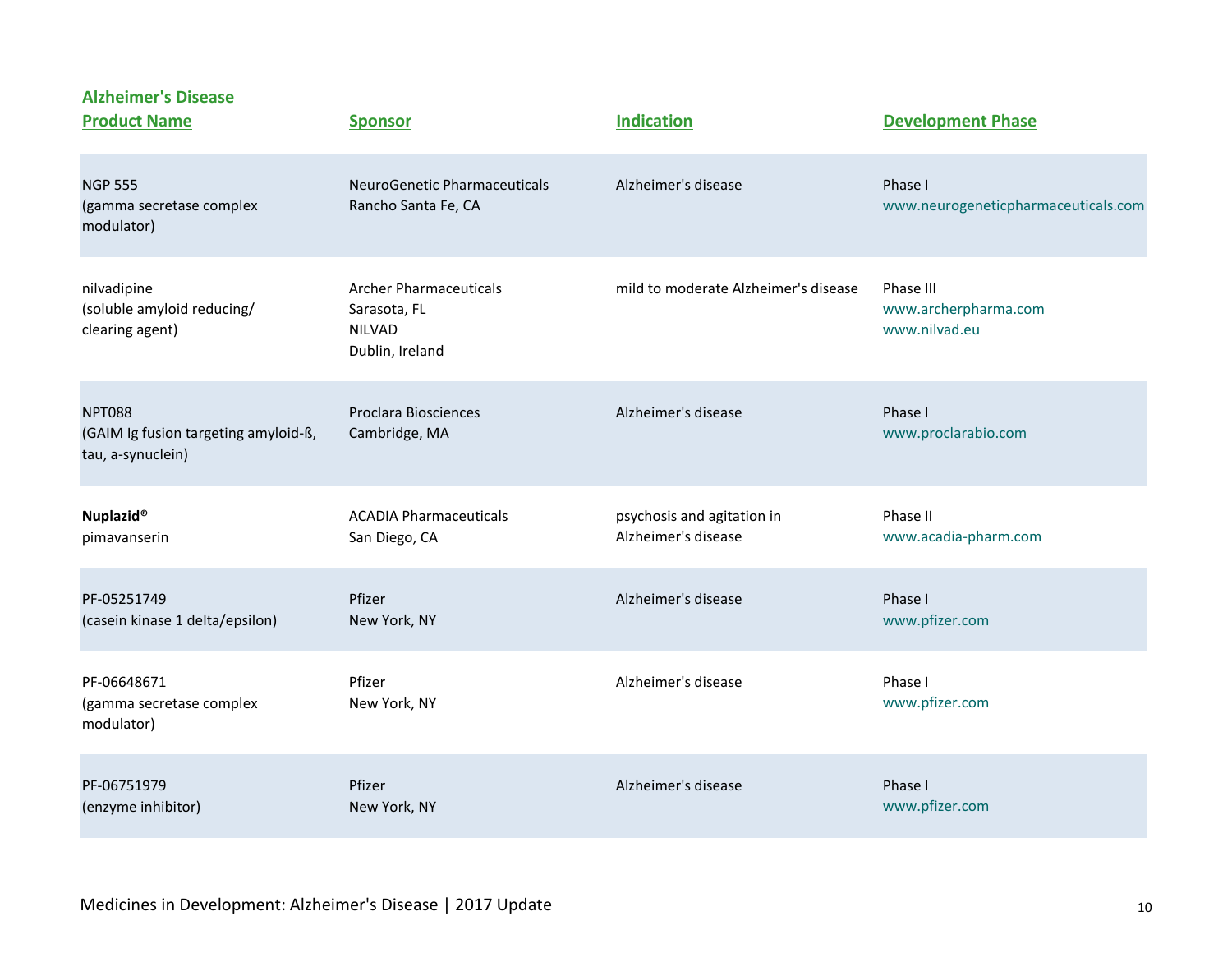**Alzheimer's Disease**

| Product Name | Sponsor | Indication | Development Phase |
|---|---|---|---|
| NGP 555<br>(gamma secretase complex modulator) | NeuroGenetic Pharmaceuticals<br>Rancho Santa Fe, CA | Alzheimer's disease | Phase I<br>www.neurogeneticpharmaceuticals.com |
| nilvadipine<br>(soluble amyloid reducing/ clearing agent) | Archer Pharmaceuticals<br>Sarasota, FL<br>NILVAD<br>Dublin, Ireland | mild to moderate Alzheimer's disease | Phase III<br>www.archerpharma.com<br>www.nilvad.eu |
| NPT088<br>(GAIM Ig fusion targeting amyloid-ß, tau, a-synuclein) | Proclara Biosciences<br>Cambridge, MA | Alzheimer's disease | Phase I<br>www.proclarabio.com |
| **Nuplazid®**<br>pimavanserin | ACADIA Pharmaceuticals<br>San Diego, CA | psychosis and agitation in Alzheimer's disease | Phase II<br>www.acadia-pharm.com |
| PF-05251749<br>(casein kinase 1 delta/epsilon) | Pfizer<br>New York, NY | Alzheimer's disease | Phase I<br>www.pfizer.com |
| PF-06648671<br>(gamma secretase complex modulator) | Pfizer<br>New York, NY | Alzheimer's disease | Phase I<br>www.pfizer.com |
| PF-06751979<br>(enzyme inhibitor) | Pfizer<br>New York, NY | Alzheimer's disease | Phase I<br>www.pfizer.com |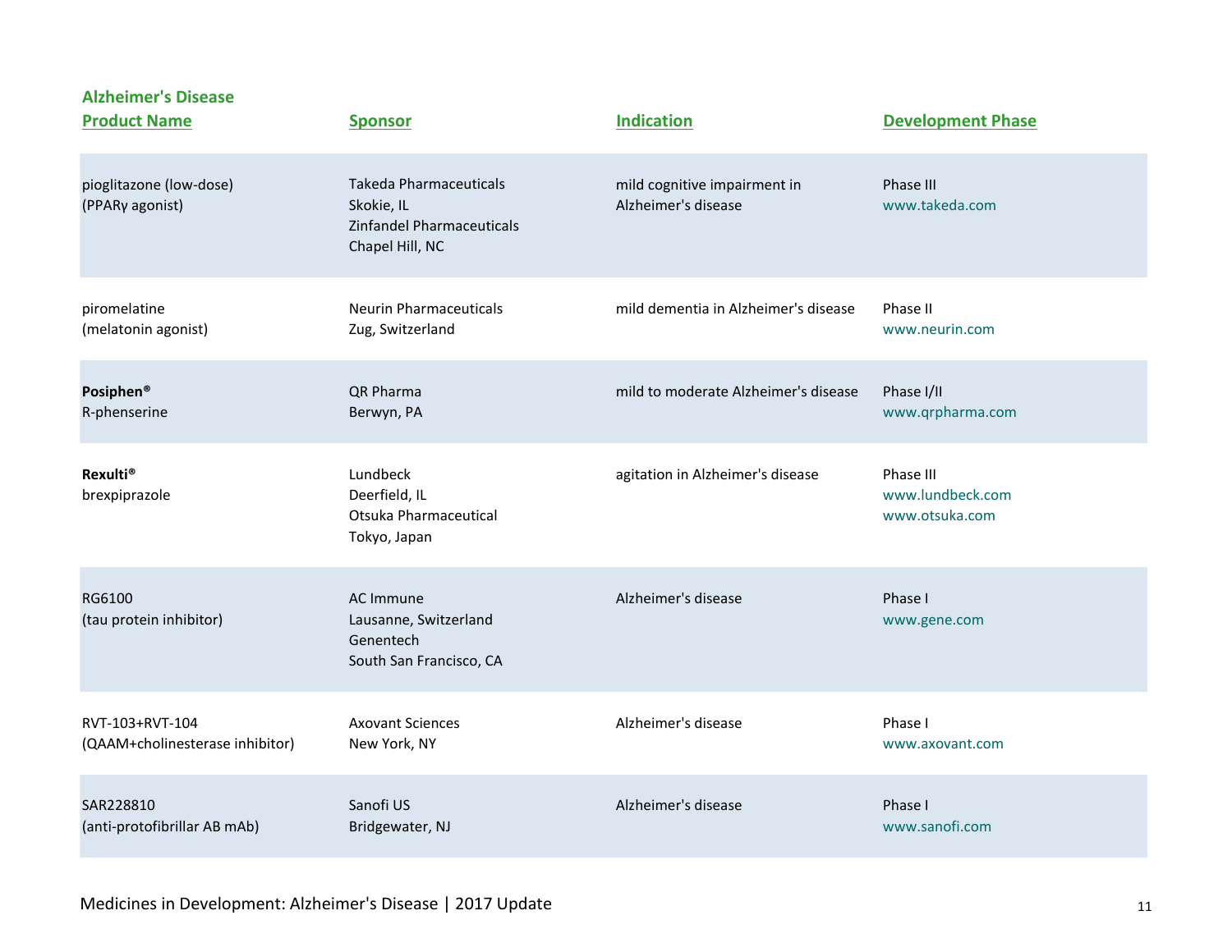## Alzheimer's Disease

| Product Name | Sponsor | Indication | Development Phase |
|---|---|---|---|
| pioglitazone (low-dose) (PPARγ agonist) | Takeda Pharmaceuticals Skokie, IL Zinfandel Pharmaceuticals Chapel Hill, NC | mild cognitive impairment in Alzheimer's disease | Phase III www.takeda.com |
| piromelatine (melatonin agonist) | Neurin Pharmaceuticals Zug, Switzerland | mild dementia in Alzheimer's disease | Phase II www.neurin.com |
| **Posiphen®** R-phenserine | QR Pharma Berwyn, PA | mild to moderate Alzheimer's disease | Phase I/II www.qrpharma.com |
| **Rexulti®** brexpiprazole | Lundbeck Deerfield, IL Otsuka Pharmaceutical Tokyo, Japan | agitation in Alzheimer's disease | Phase III www.lundbeck.com www.otsuka.com |
| RG6100 (tau protein inhibitor) | AC Immune Lausanne, Switzerland Genentech South San Francisco, CA | Alzheimer's disease | Phase I www.gene.com |
| RVT-103+RVT-104 (QAAM+cholinesterase inhibitor) | Axovant Sciences New York, NY | Alzheimer's disease | Phase I www.axovant.com |
| SAR228810 (anti-protofibrillar AB mAb) | Sanofi US Bridgewater, NJ | Alzheimer's disease | Phase I www.sanofi.com |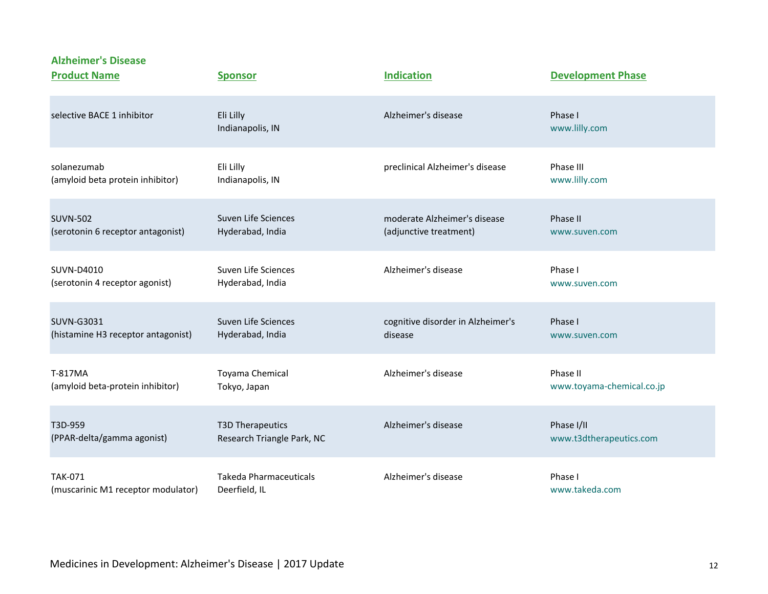**Alzheimer's Disease**

| Product Name | Sponsor | Indication | Development Phase |
|---|---|---|---|
| selective BACE 1 inhibitor | Eli Lilly<br>Indianapolis, IN | Alzheimer's disease | Phase I<br>www.lilly.com |
| solanezumab<br>(amyloid beta protein inhibitor) | Eli Lilly<br>Indianapolis, IN | preclinical Alzheimer's disease | Phase III<br>www.lilly.com |
| SUVN-502<br>(serotonin 6 receptor antagonist) | Suven Life Sciences<br>Hyderabad, India | moderate Alzheimer's disease<br>(adjunctive treatment) | Phase II<br>www.suven.com |
| SUVN-D4010<br>(serotonin 4 receptor agonist) | Suven Life Sciences<br>Hyderabad, India | Alzheimer's disease | Phase I<br>www.suven.com |
| SUVN-G3031<br>(histamine H3 receptor antagonist) | Suven Life Sciences<br>Hyderabad, India | cognitive disorder in Alzheimer's disease | Phase I<br>www.suven.com |
| T-817MA<br>(amyloid beta-protein inhibitor) | Toyama Chemical<br>Tokyo, Japan | Alzheimer's disease | Phase II<br>www.toyama-chemical.co.jp |
| T3D-959<br>(PPAR-delta/gamma agonist) | T3D Therapeutics<br>Research Triangle Park, NC | Alzheimer's disease | Phase I/II<br>www.t3dtherapeutics.com |
| TAK-071<br>(muscarinic M1 receptor modulator) | Takeda Pharmaceuticals<br>Deerfield, IL | Alzheimer's disease | Phase I<br>www.takeda.com |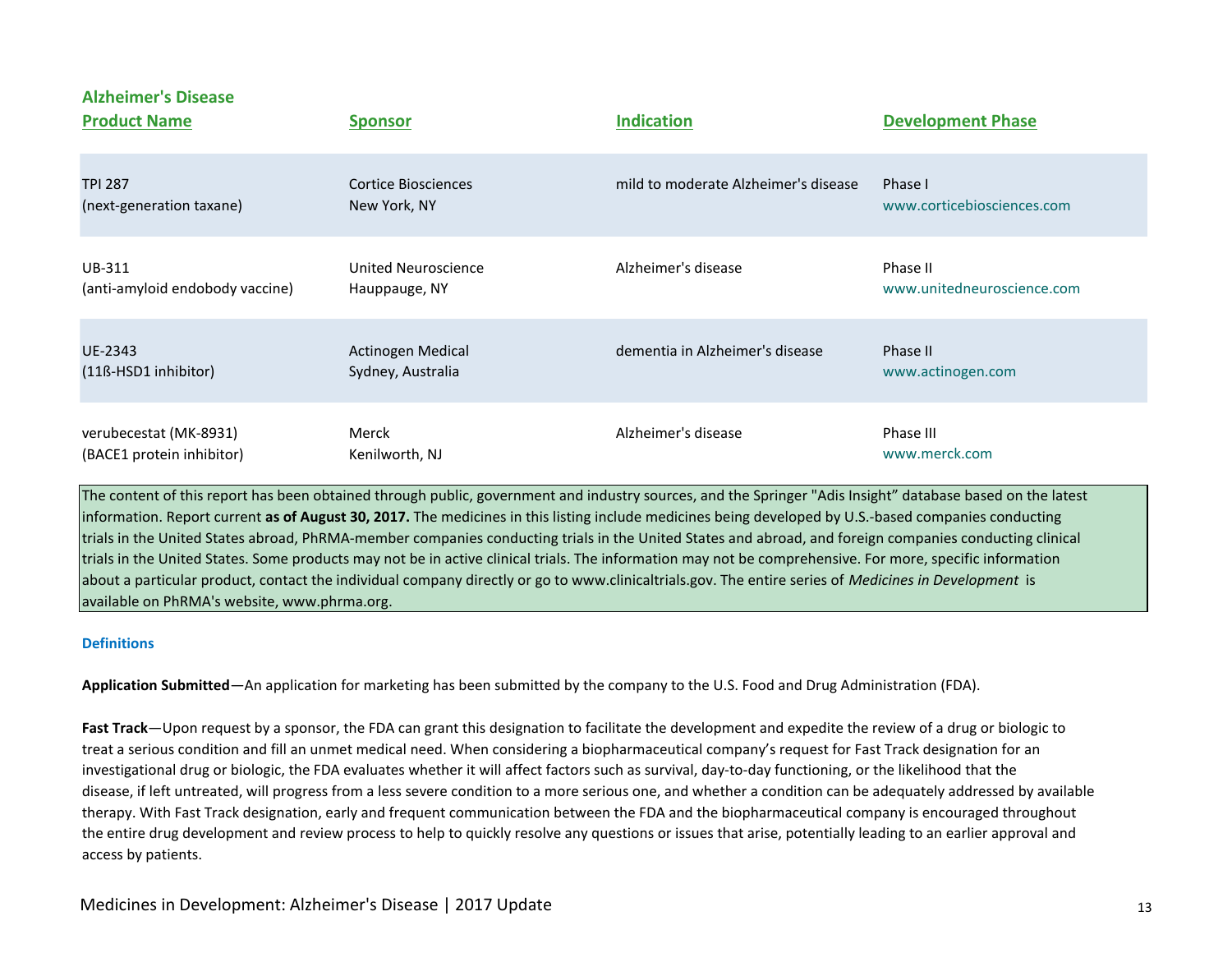## Alzheimer's Disease

| Product Name | Sponsor | Indication | Development Phase |
|---|---|---|---|
| TPI 287 (next-generation taxane) | Cortice Biosciences New York, NY | mild to moderate Alzheimer's disease | Phase I www.corticebiosciences.com |
| UB-311 (anti-amyloid endobody vaccine) | United Neuroscience Hauppauge, NY | Alzheimer's disease | Phase II www.unitedneuroscience.com |
| UE-2343 (11ß-HSD1 inhibitor) | Actinogen Medical Sydney, Australia | dementia in Alzheimer's disease | Phase II www.actinogen.com |
| verubecestat (MK-8931) (BACE1 protein inhibitor) | Merck Kenilworth, NJ | Alzheimer's disease | Phase III www.merck.com |

The content of this report has been obtained through public, government and industry sources, and the Springer "Adis Insight" database based on the latest information. Report current **as of August 30, 2017.** The medicines in this listing include medicines being developed by U.S.-based companies conducting trials in the United States abroad, PhRMA-member companies conducting trials in the United States and abroad, and foreign companies conducting clinical trials in the United States. Some products may not be in active clinical trials. The information may not be comprehensive. For more, specific information about a particular product, contact the individual company directly or go to www.clinicaltrials.gov. The entire series of *Medicines in Development* is available on PhRMA's website, www.phrma.org.

### Definitions

**Application Submitted**—An application for marketing has been submitted by the company to the U.S. Food and Drug Administration (FDA).

**Fast Track**—Upon request by a sponsor, the FDA can grant this designation to facilitate the development and expedite the review of a drug or biologic to treat a serious condition and fill an unmet medical need. When considering a biopharmaceutical company's request for Fast Track designation for an investigational drug or biologic, the FDA evaluates whether it will affect factors such as survival, day-to-day functioning, or the likelihood that the disease, if left untreated, will progress from a less severe condition to a more serious one, and whether a condition can be adequately addressed by available therapy. With Fast Track designation, early and frequent communication between the FDA and the biopharmaceutical company is encouraged throughout the entire drug development and review process to help to quickly resolve any questions or issues that arise, potentially leading to an earlier approval and access by patients.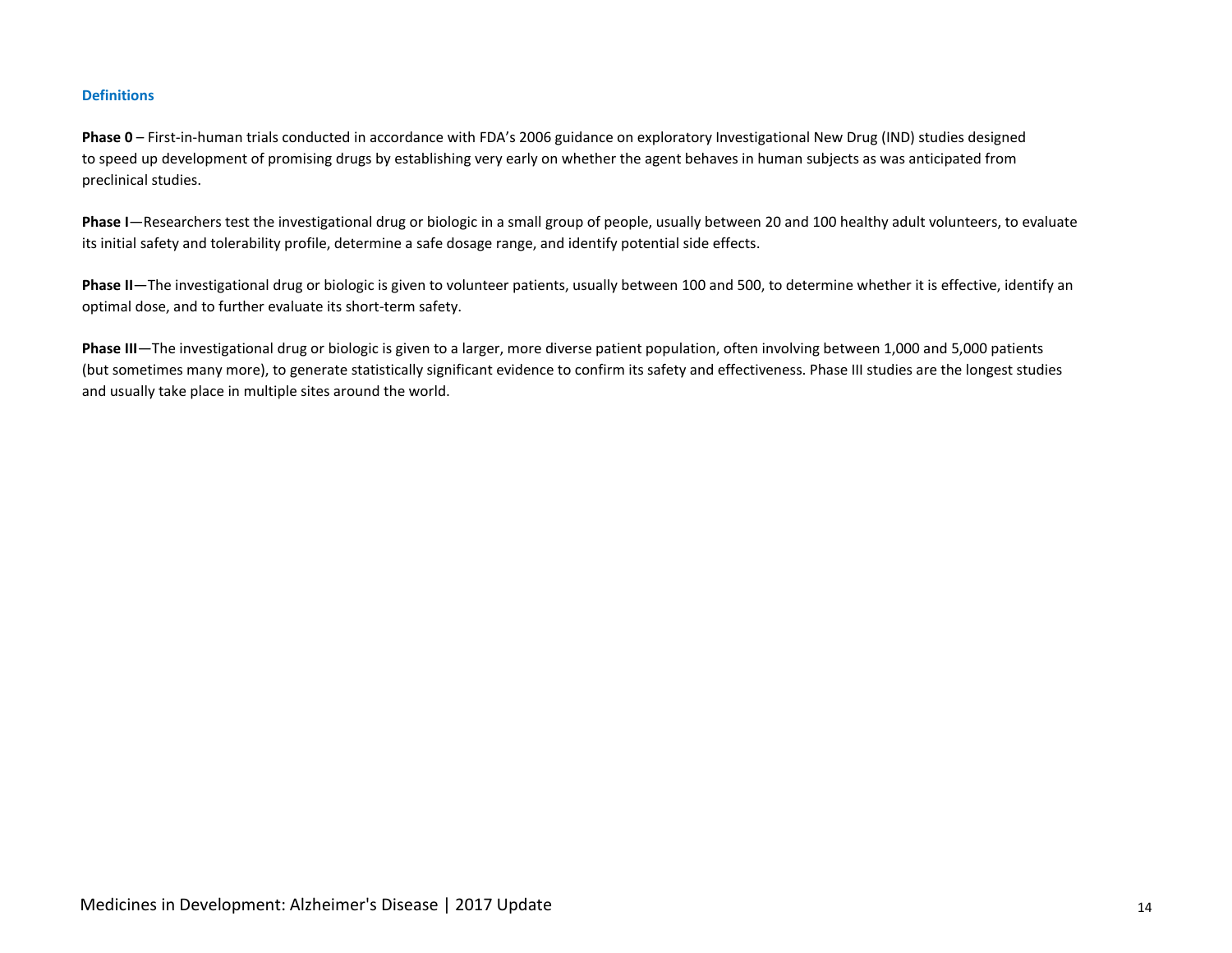## Definitions

**Phase 0** – First-in-human trials conducted in accordance with FDA's 2006 guidance on exploratory Investigational New Drug (IND) studies designed to speed up development of promising drugs by establishing very early on whether the agent behaves in human subjects as was anticipated from preclinical studies.

**Phase I**—Researchers test the investigational drug or biologic in a small group of people, usually between 20 and 100 healthy adult volunteers, to evaluate its initial safety and tolerability profile, determine a safe dosage range, and identify potential side effects.

**Phase II**—The investigational drug or biologic is given to volunteer patients, usually between 100 and 500, to determine whether it is effective, identify an optimal dose, and to further evaluate its short-term safety.

**Phase III**—The investigational drug or biologic is given to a larger, more diverse patient population, often involving between 1,000 and 5,000 patients (but sometimes many more), to generate statistically significant evidence to confirm its safety and effectiveness. Phase III studies are the longest studies and usually take place in multiple sites around the world.